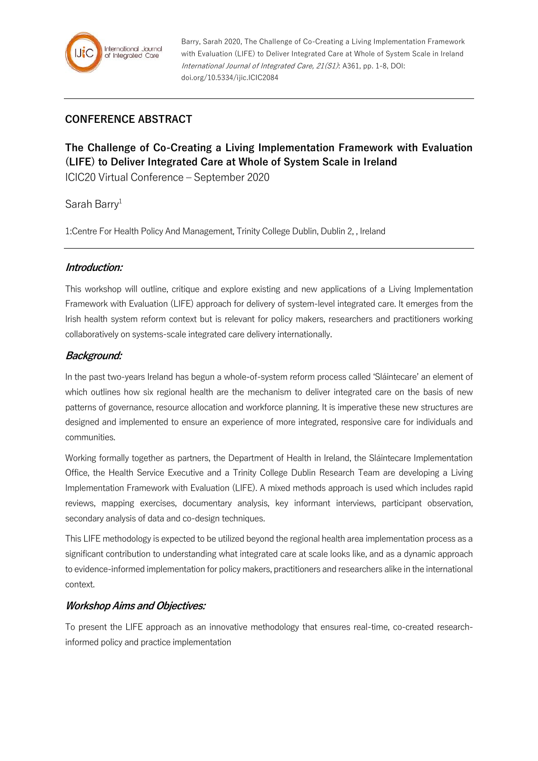Barry, Sarah 2020, The Challenge of Co-Creating a Living Implementation Framework with Evaluation (LIFE) to Deliver Integrated Care at Whole of System Scale in Ireland *International Journal of Integrated Care, 21(S1)*: A361, pp. 1-8, DOI: doi.org/10.5334/ijic.ICIC2084

## CONFERENCE ABSTRACT

# The Challenge of Co-Creating a Living Implementation Framework with Evaluation (LIFE) to Deliver Integrated Care at Whole of System Scale in Ireland

ICIC20 Virtual Conference – September 2020

Sarah Barry[1]

1:Centre For Health Policy And Management, Trinity College Dublin, Dublin 2, , Ireland

### *Introduction:*

This workshop will outline, critique and explore existing and new applications of a Living Implementation Framework with Evaluation (LIFE) approach for delivery of system-level integrated care. It emerges from the Irish health system reform context but is relevant for policy makers, researchers and practitioners working collaboratively on systems-scale integrated care delivery internationally.

### *Background:*

In the past two-years Ireland has begun a whole-of-system reform process called 'Sláintecare' an element of which outlines how six regional health are the mechanism to deliver integrated care on the basis of new patterns of governance, resource allocation and workforce planning. It is imperative these new structures are designed and implemented to ensure an experience of more integrated, responsive care for individuals and communities.

Working formally together as partners, the Department of Health in Ireland, the Sláintecare Implementation Office, the Health Service Executive and a Trinity College Dublin Research Team are developing a Living Implementation Framework with Evaluation (LIFE). A mixed methods approach is used which includes rapid reviews, mapping exercises, documentary analysis, key informant interviews, participant observation, secondary analysis of data and co-design techniques.

This LIFE methodology is expected to be utilized beyond the regional health area implementation process as a significant contribution to understanding what integrated care at scale looks like, and as a dynamic approach to evidence-informed implementation for policy makers, practitioners and researchers alike in the international context.

### *Workshop Aims and Objectives:*

To present the LIFE approach as an innovative methodology that ensures real-time, co-created research-informed policy and practice implementation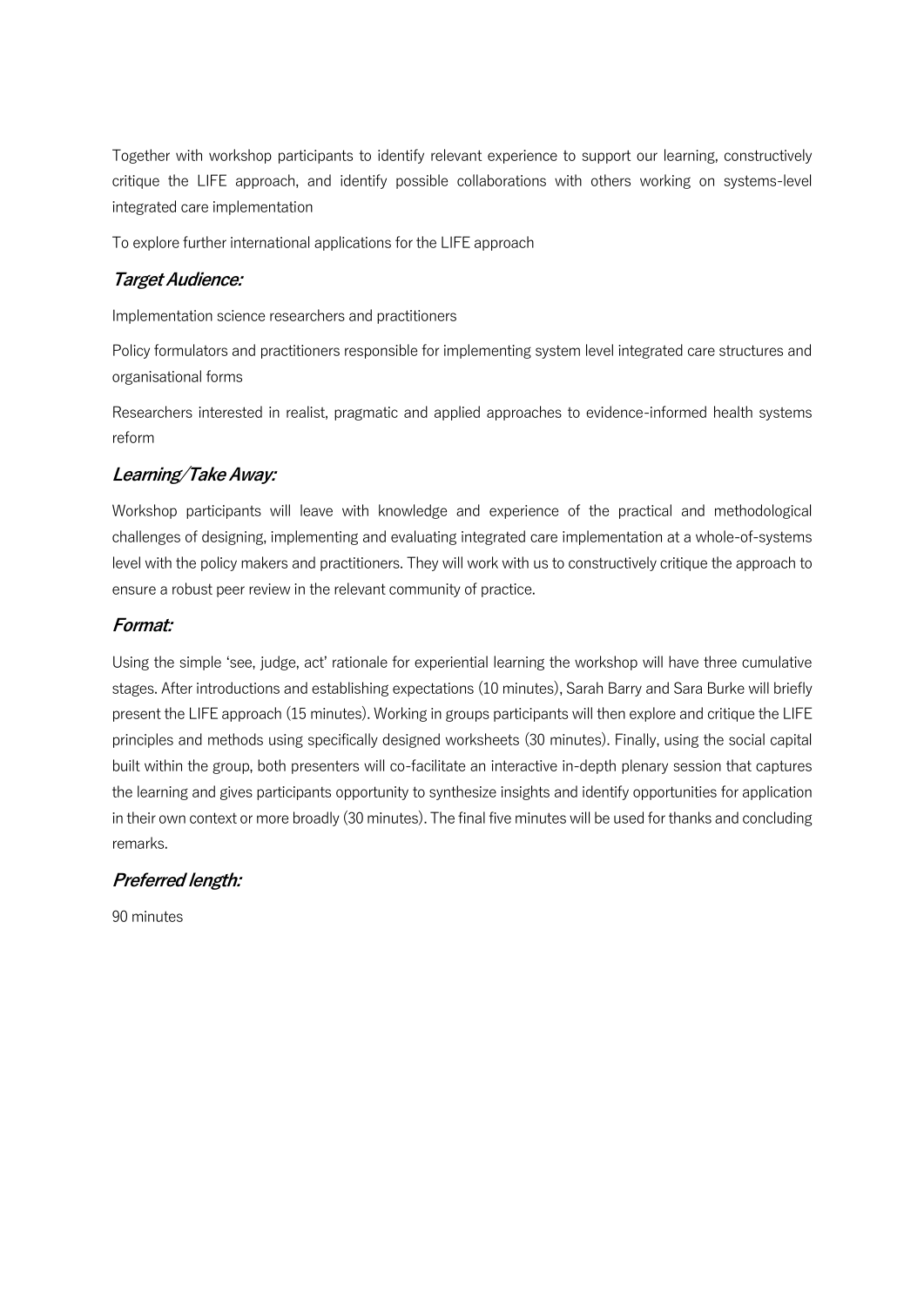Together with workshop participants to identify relevant experience to support our learning, constructively critique the LIFE approach, and identify possible collaborations with others working on systems-level integrated care implementation

To explore further international applications for the LIFE approach

### *Target Audience:*

Implementation science researchers and practitioners

Policy formulators and practitioners responsible for implementing system level integrated care structures and organisational forms

Researchers interested in realist, pragmatic and applied approaches to evidence-informed health systems reform

### *Learning/Take Away:*

Workshop participants will leave with knowledge and experience of the practical and methodological challenges of designing, implementing and evaluating integrated care implementation at a whole-of-systems level with the policy makers and practitioners. They will work with us to constructively critique the approach to ensure a robust peer review in the relevant community of practice.

### *Format:*

Using the simple 'see, judge, act' rationale for experiential learning the workshop will have three cumulative stages. After introductions and establishing expectations (10 minutes), Sarah Barry and Sara Burke will briefly present the LIFE approach (15 minutes). Working in groups participants will then explore and critique the LIFE principles and methods using specifically designed worksheets (30 minutes). Finally, using the social capital built within the group, both presenters will co-facilitate an interactive in-depth plenary session that captures the learning and gives participants opportunity to synthesize insights and identify opportunities for application in their own context or more broadly (30 minutes). The final five minutes will be used for thanks and concluding remarks.

### *Preferred length:*

90 minutes